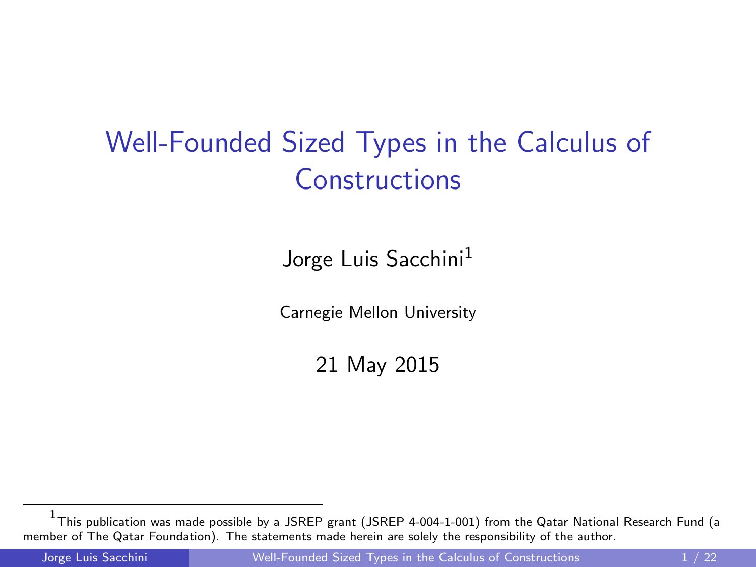# Well-Founded Sized Types in the Calculus of Constructions

Jorge Luis Sacchini[1]

Carnegie Mellon University

21 May 2015

[1] This publication was made possible by a JSREP grant (JSREP 4-004-1-001) from the Qatar National Research Fund (a member of The Qatar Foundation). The statements made herein are solely the responsibility of the author.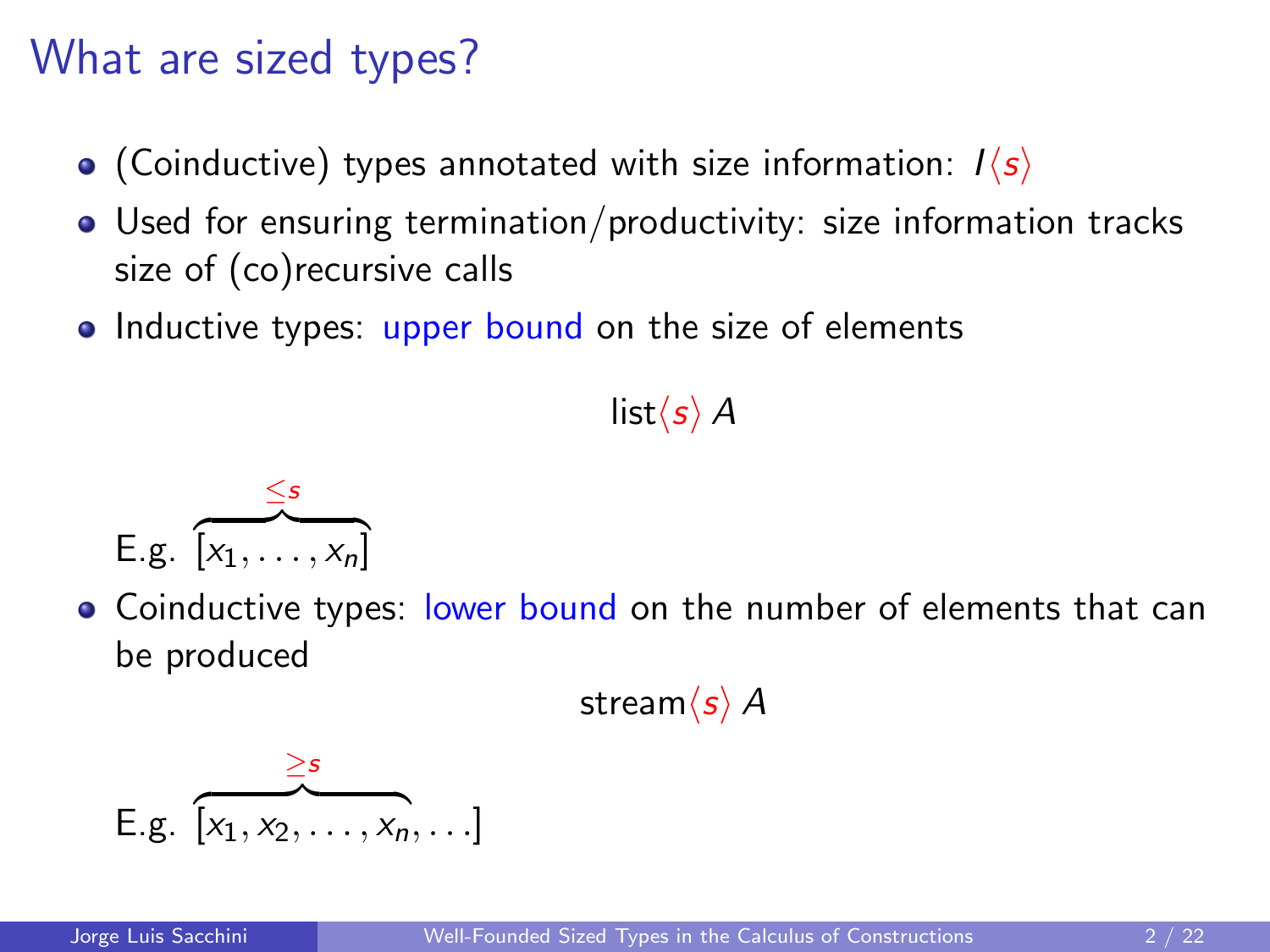# What are sized types?

- (Coinductive) types annotated with size information: $I\langle s \rangle$
- Used for ensuring termination/productivity: size information tracks size of (co)recursive calls
- Inductive types: upper bound on the size of elements

$$\mathsf{list}\langle s \rangle\ A$$

E.g. $\overbrace{[x_1, \ldots, x_n]}^{\leq s}$

- Coinductive types: lower bound on the number of elements that can be produced

$$\mathsf{stream}\langle s \rangle\ A$$

E.g. $\overbrace{[x_1, x_2, \ldots, x_n}^{\geq s}, \ldots]$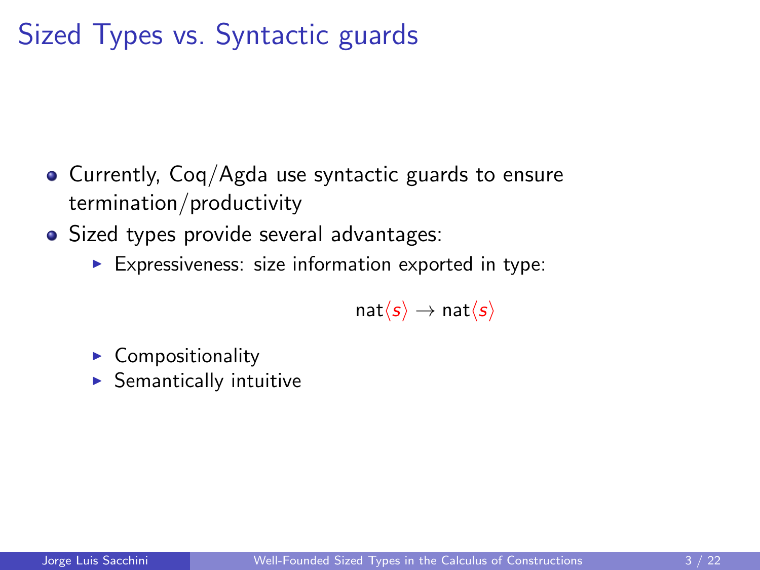# Sized Types vs. Syntactic guards

- Currently, Coq/Agda use syntactic guards to ensure termination/productivity
- Sized types provide several advantages:
  - Expressiveness: size information exported in type:

    $$\mathsf{nat}\langle s \rangle \to \mathsf{nat}\langle s \rangle$$

  - Compositionality
  - Semantically intuitive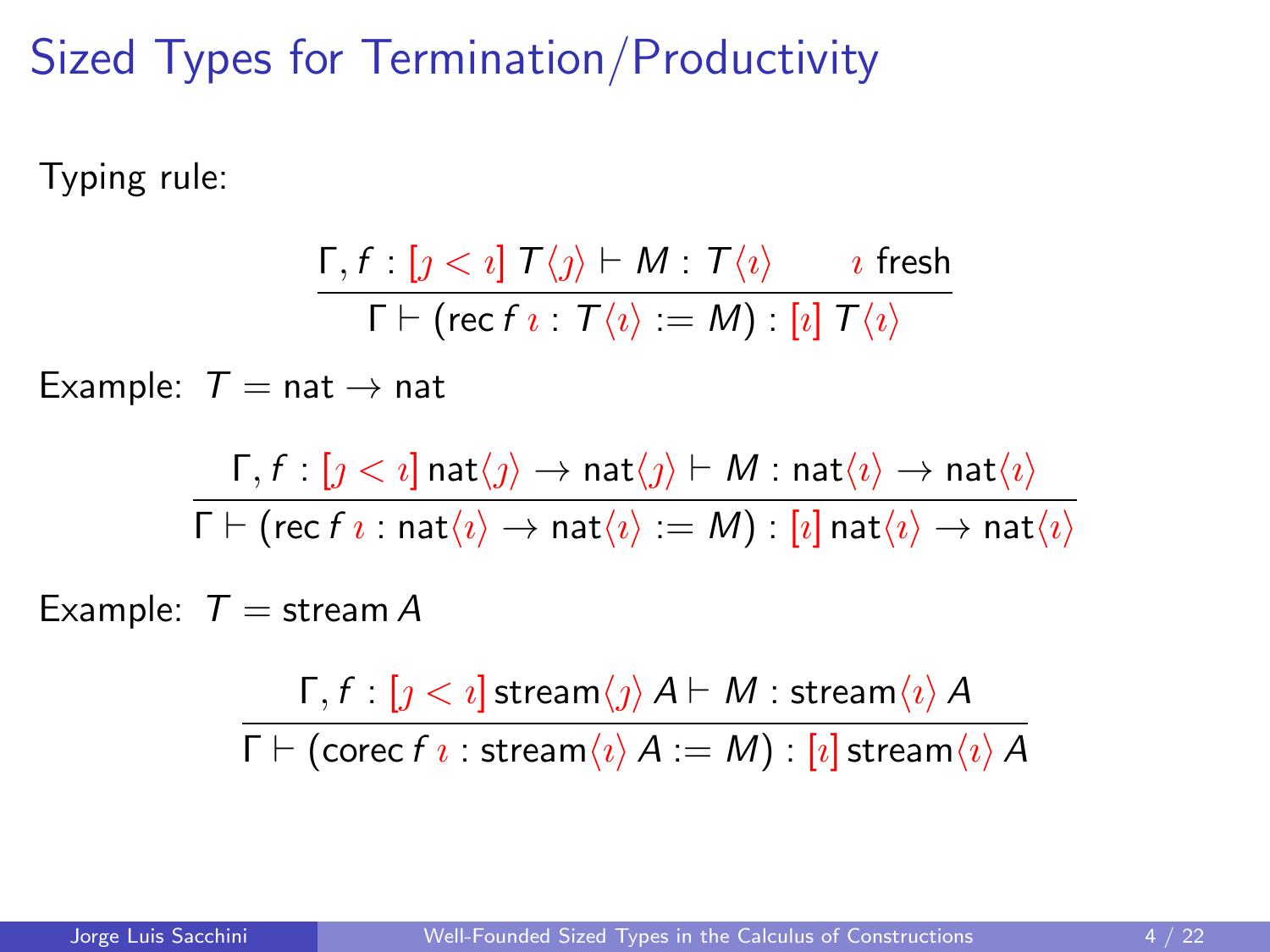# Sized Types for Termination/Productivity

Typing rule:

$$\frac{\Gamma, f : [\jmath < \imath]\; T\langle \jmath \rangle \vdash M : T\langle \imath \rangle \qquad \imath \text{ fresh}}{\Gamma \vdash (\mathsf{rec}\, f\, \imath : T\langle \imath \rangle := M) : [\imath]\; T\langle \imath \rangle}$$

Example: $T = \mathsf{nat} \to \mathsf{nat}$

$$\frac{\Gamma, f : [\jmath < \imath]\, \mathsf{nat}\langle \jmath \rangle \to \mathsf{nat}\langle \jmath \rangle \vdash M : \mathsf{nat}\langle \imath \rangle \to \mathsf{nat}\langle \imath \rangle}{\Gamma \vdash (\mathsf{rec}\, f\, \imath : \mathsf{nat}\langle \imath \rangle \to \mathsf{nat}\langle \imath \rangle := M) : [\imath]\, \mathsf{nat}\langle \imath \rangle \to \mathsf{nat}\langle \imath \rangle}$$

Example: $T = \mathsf{stream}\, A$

$$\frac{\Gamma, f : [\jmath < \imath]\, \mathsf{stream}\langle \jmath \rangle\, A \vdash M : \mathsf{stream}\langle \imath \rangle\, A}{\Gamma \vdash (\mathsf{corec}\, f\, \imath : \mathsf{stream}\langle \imath \rangle\, A := M) : [\imath]\, \mathsf{stream}\langle \imath \rangle\, A}$$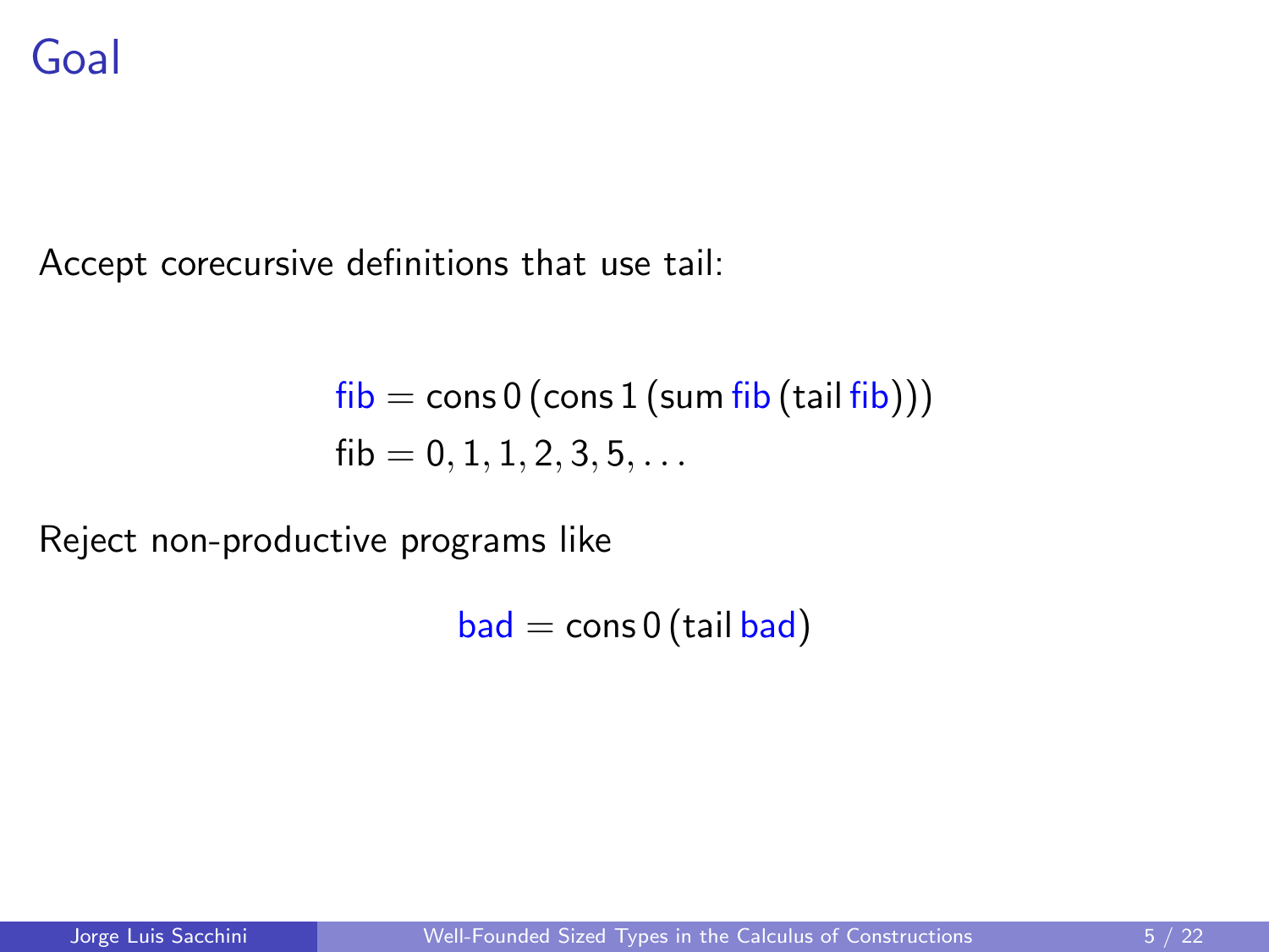# Goal

Accept corecursive definitions that use tail:

$$
\begin{aligned}
\mathsf{fib} &= \mathsf{cons}\, 0\, (\mathsf{cons}\, 1\, (\mathsf{sum}\, \mathsf{fib}\, (\mathsf{tail}\, \mathsf{fib}))) \\
\mathsf{fib} &= 0, 1, 1, 2, 3, 5, \ldots
\end{aligned}
$$

Reject non-productive programs like

$$
\mathsf{bad} = \mathsf{cons}\, 0\, (\mathsf{tail}\, \mathsf{bad})
$$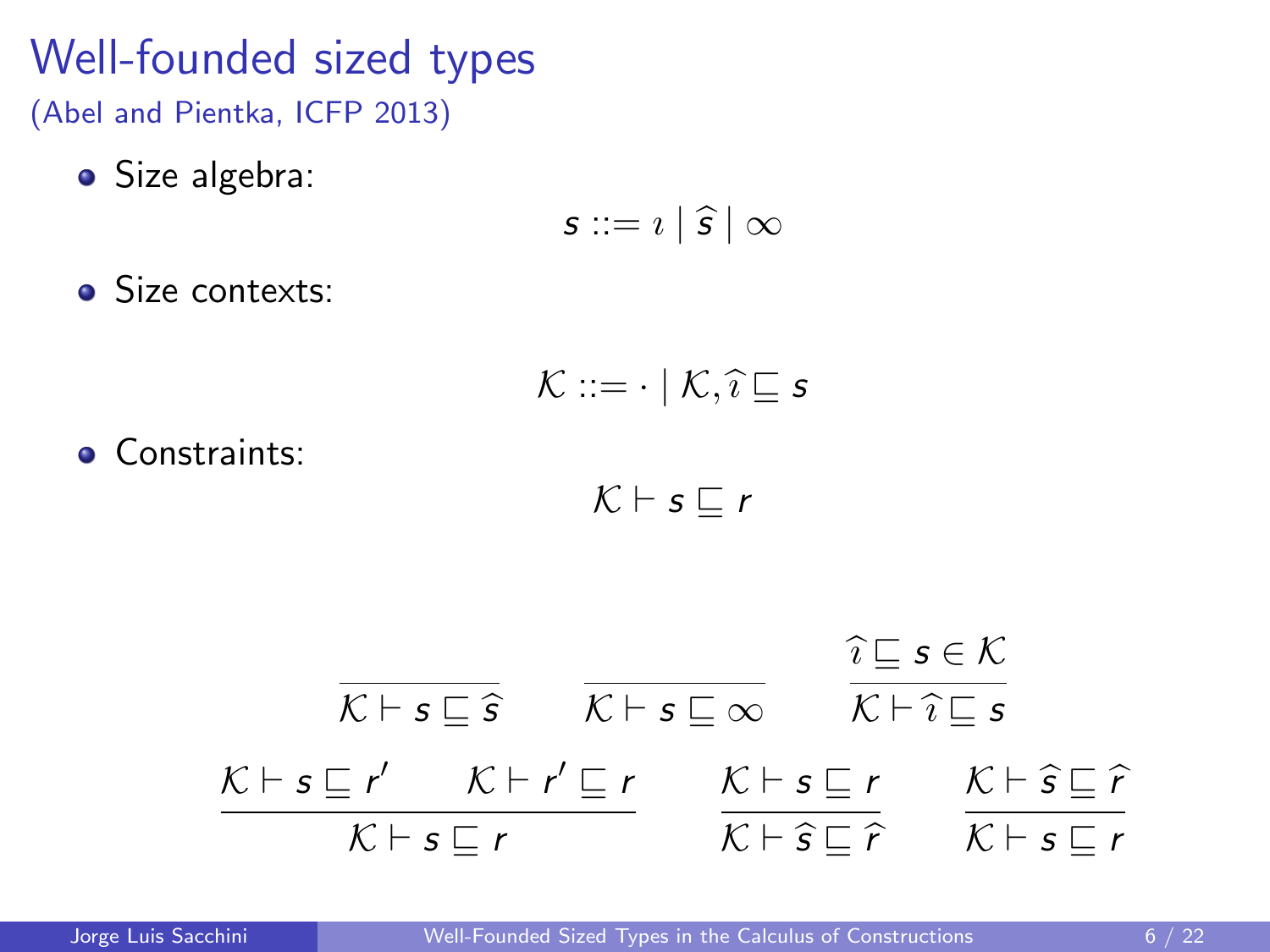# Well-founded sized types

(Abel and Pientka, ICFP 2013)

- Size algebra:

$$s ::= \imath \mid \widehat{s} \mid \infty$$

- Size contexts:

$$\mathcal{K} ::= \cdot \mid \mathcal{K}, \widehat{\imath} \sqsubseteq s$$

- Constraints:

$$\mathcal{K} \vdash s \sqsubseteq r$$

$$\frac{}{\mathcal{K} \vdash s \sqsubseteq \widehat{s}} \qquad \frac{}{\mathcal{K} \vdash s \sqsubseteq \infty} \qquad \frac{\widehat{\imath} \sqsubseteq s \in \mathcal{K}}{\mathcal{K} \vdash \widehat{\imath} \sqsubseteq s}$$

$$\frac{\mathcal{K} \vdash s \sqsubseteq r' \qquad \mathcal{K} \vdash r' \sqsubseteq r}{\mathcal{K} \vdash s \sqsubseteq r} \qquad \frac{\mathcal{K} \vdash s \sqsubseteq r}{\mathcal{K} \vdash \widehat{s} \sqsubseteq \widehat{r}} \qquad \frac{\mathcal{K} \vdash \widehat{s} \sqsubseteq \widehat{r}}{\mathcal{K} \vdash s \sqsubseteq r}$$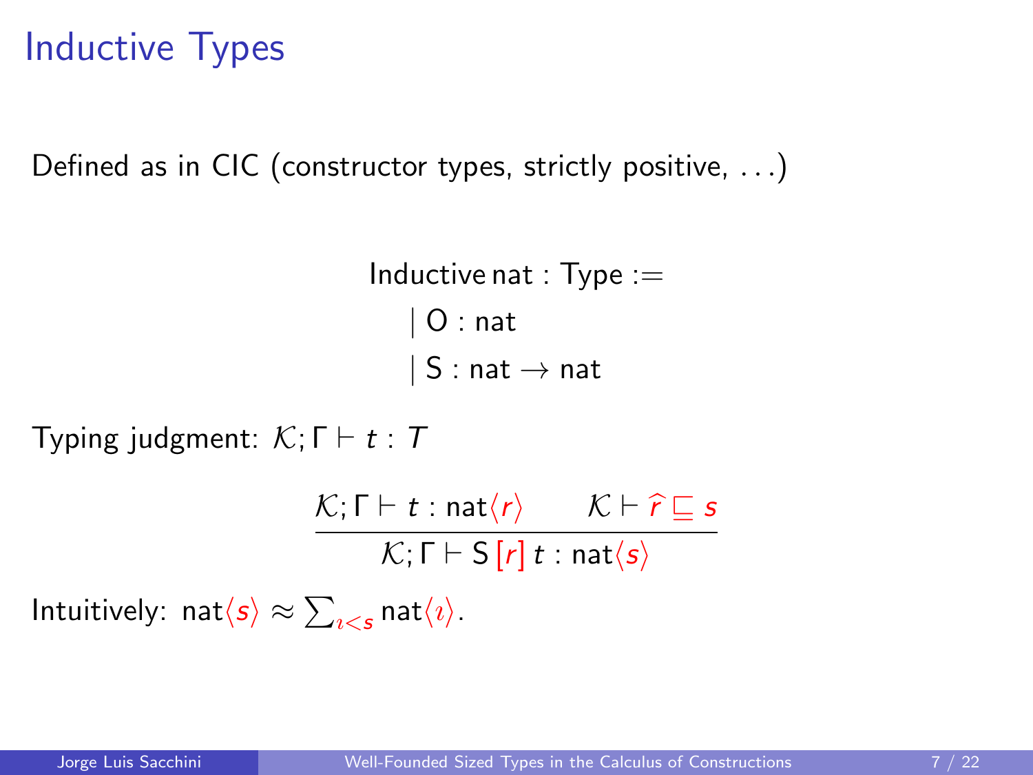# Inductive Types

Defined as in CIC (constructor types, strictly positive, ...)

$$
\begin{aligned}
&\mathsf{Inductive}\,\mathsf{nat} : \mathsf{Type} := \\
&\quad \mid \mathsf{O} : \mathsf{nat} \\
&\quad \mid \mathsf{S} : \mathsf{nat} \to \mathsf{nat}
\end{aligned}
$$

Typing judgment: $\mathcal{K}; \Gamma \vdash t : T$

$$
\frac{\mathcal{K}; \Gamma \vdash t : \mathsf{nat}\langle r \rangle \qquad \mathcal{K} \vdash \widehat{r} \sqsubseteq s}{\mathcal{K}; \Gamma \vdash \mathsf{S}\,[r]\,t : \mathsf{nat}\langle s \rangle}
$$

Intuitively: $\mathsf{nat}\langle s \rangle \approx \sum_{\imath < s} \mathsf{nat}\langle \imath \rangle$.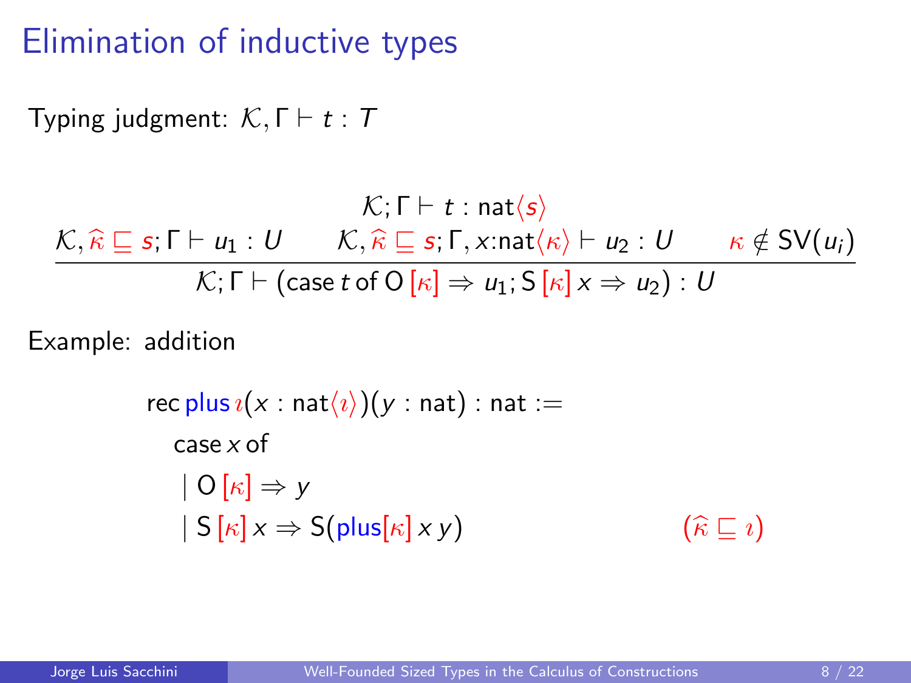# Elimination of inductive types

Typing judgment: $\mathcal{K}, \Gamma \vdash t : T$

$$\frac{\mathcal{K}; \Gamma \vdash t : \mathsf{nat}\langle s \rangle \qquad \mathcal{K}, \widehat{\kappa} \sqsubseteq s; \Gamma \vdash u_1 : U \qquad \mathcal{K}, \widehat{\kappa} \sqsubseteq s; \Gamma, x{:}\mathsf{nat}\langle \kappa \rangle \vdash u_2 : U \qquad \kappa \notin \mathsf{SV}(u_i)}{\mathcal{K}; \Gamma \vdash (\mathsf{case}\, t\, \mathsf{of}\, \mathsf{O}\, [\kappa] \Rightarrow u_1; \mathsf{S}\, [\kappa]\, x \Rightarrow u_2) : U}$$

Example: addition

$$
\begin{array}{ll}
\mathsf{rec}\, \mathsf{plus}\, \imath (x : \mathsf{nat}\langle \imath \rangle)(y : \mathsf{nat}) : \mathsf{nat} := & \\
\quad \mathsf{case}\, x\, \mathsf{of} & \\
\quad \mid \mathsf{O}\, [\kappa] \Rightarrow y & \\
\quad \mid \mathsf{S}\, [\kappa]\, x \Rightarrow \mathsf{S}(\mathsf{plus}[\kappa]\, x\, y) & \qquad (\widehat{\kappa} \sqsubseteq \imath)
\end{array}
$$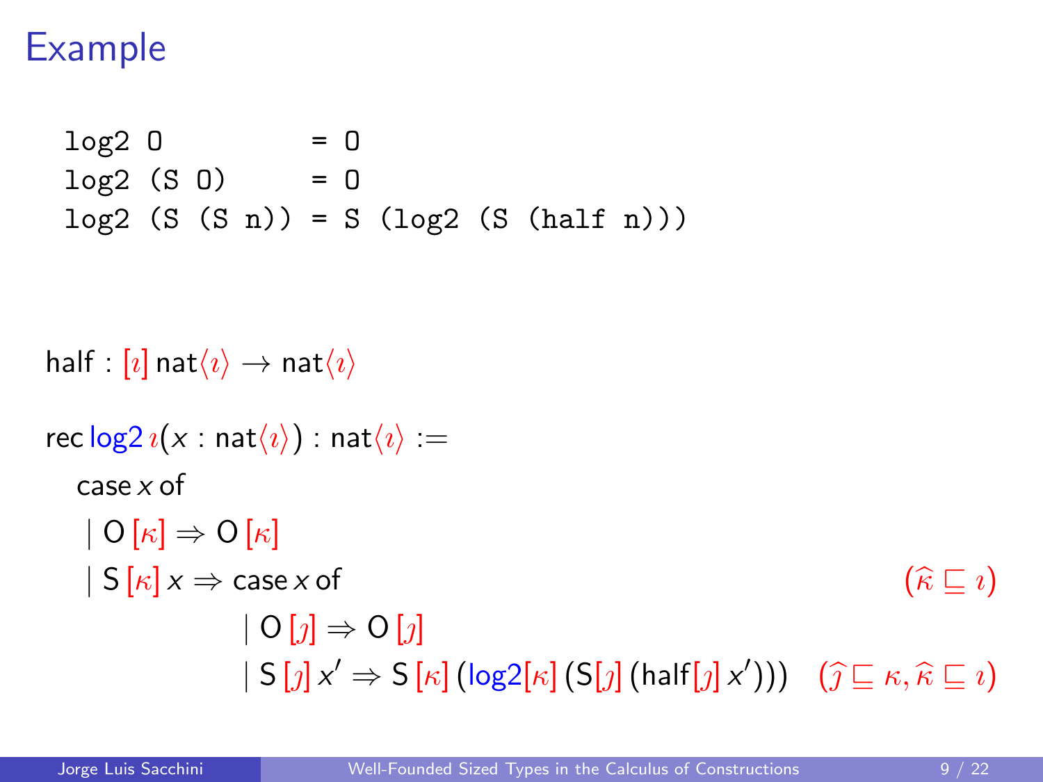# Example

```
log2 O         = O
log2 (S O)     = O
log2 (S (S n)) = S (log2 (S (half n)))
```

half : $[\imath]\,\mathsf{nat}\langle\imath\rangle \to \mathsf{nat}\langle\imath\rangle$

$$
\begin{array}{l}
\mathsf{rec}\ \mathsf{log2}\ \imath(x : \mathsf{nat}\langle\imath\rangle) : \mathsf{nat}\langle\imath\rangle := \\
\quad \mathsf{case}\ x\ \mathsf{of} \\
\quad\ \mid \mathsf{O}\,[\kappa] \Rightarrow \mathsf{O}\,[\kappa] \\
\quad\ \mid \mathsf{S}\,[\kappa]\, x \Rightarrow \mathsf{case}\ x\ \mathsf{of} \qquad\qquad\qquad\qquad\qquad\qquad (\widehat{\kappa} \sqsubseteq \imath) \\
\qquad\qquad\qquad \mid \mathsf{O}\,[\jmath] \Rightarrow \mathsf{O}\,[\jmath] \\
\qquad\qquad\qquad \mid \mathsf{S}\,[\jmath]\, x' \Rightarrow \mathsf{S}\,[\kappa]\,(\mathsf{log2}[\kappa]\,(\mathsf{S}[\jmath]\,(\mathsf{half}[\jmath]\, x'))) \quad (\widehat{\jmath} \sqsubseteq \kappa, \widehat{\kappa} \sqsubseteq \imath)
\end{array}
$$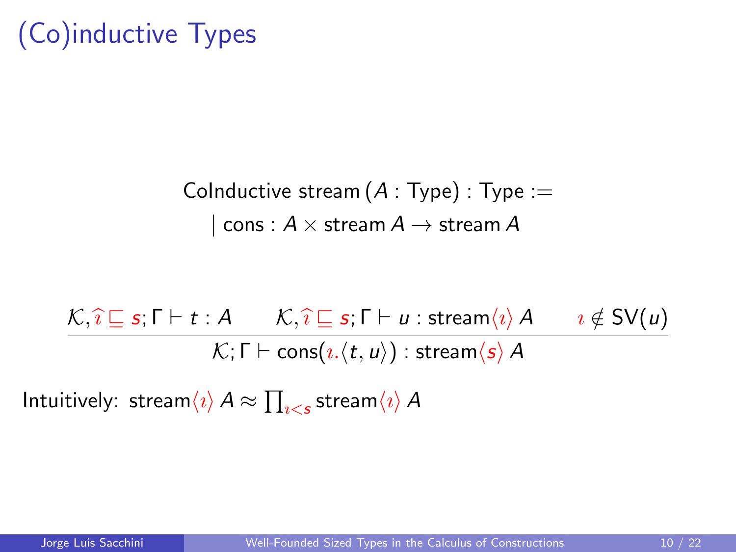# (Co)inductive Types

$$
\begin{array}{l}
\text{CoInductive stream}\,(A : \text{Type}) : \text{Type} := \\
\mid \text{cons} : A \times \text{stream}\,A \to \text{stream}\,A
\end{array}
$$

$$
\frac{\mathcal{K}, \widehat{\imath} \sqsubseteq s; \Gamma \vdash t : A \qquad \mathcal{K}, \widehat{\imath} \sqsubseteq s; \Gamma \vdash u : \text{stream}\langle \imath \rangle\, A \qquad \imath \notin \text{SV}(u)}{\mathcal{K}; \Gamma \vdash \text{cons}(\imath.\langle t, u \rangle) : \text{stream}\langle s \rangle\, A}
$$

Intuitively: $\text{stream}\langle \imath \rangle\, A \approx \prod_{\imath < s} \text{stream}\langle \imath \rangle\, A$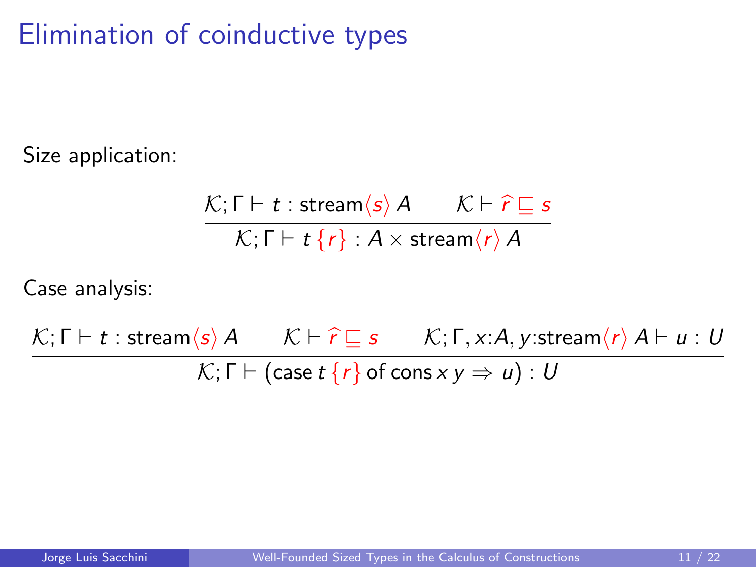# Elimination of coinductive types

Size application:

$$\frac{\mathcal{K}; \Gamma \vdash t : \mathsf{stream}\langle s \rangle\, A \qquad \mathcal{K} \vdash \widehat{r} \sqsubseteq s}{\mathcal{K}; \Gamma \vdash t\,\{r\} : A \times \mathsf{stream}\langle r \rangle\, A}$$

Case analysis:

$$\frac{\mathcal{K}; \Gamma \vdash t : \mathsf{stream}\langle s \rangle\, A \qquad \mathcal{K} \vdash \widehat{r} \sqsubseteq s \qquad \mathcal{K}; \Gamma, x{:}A, y{:}\mathsf{stream}\langle r \rangle\, A \vdash u : U}{\mathcal{K}; \Gamma \vdash (\mathsf{case}\; t\,\{r\}\; \mathsf{of}\; \mathsf{cons}\, x\, y \Rightarrow u) : U}$$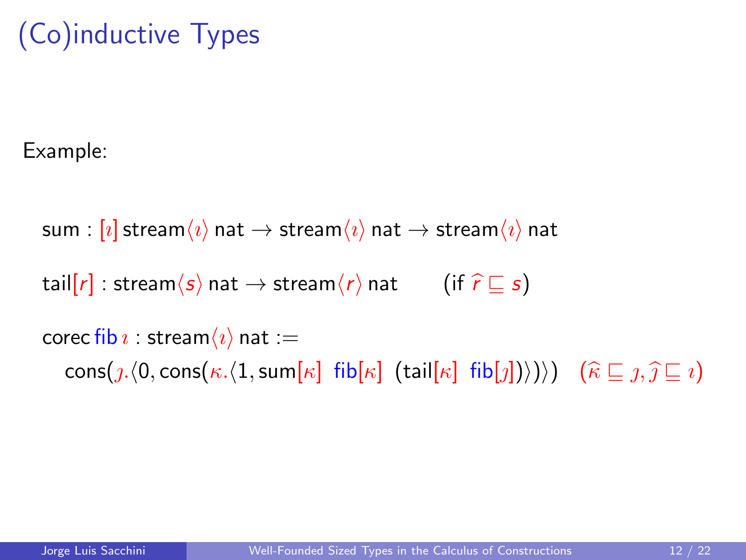# (Co)inductive Types

Example:

$$\mathsf{sum} : [\imath]\,\mathsf{stream}\langle\imath\rangle\ \mathsf{nat} \to \mathsf{stream}\langle\imath\rangle\ \mathsf{nat} \to \mathsf{stream}\langle\imath\rangle\ \mathsf{nat}$$

$$\mathsf{tail}[r] : \mathsf{stream}\langle s\rangle\ \mathsf{nat} \to \mathsf{stream}\langle r\rangle\ \mathsf{nat} \qquad (\text{if } \widehat{r} \sqsubseteq s)$$

$$\mathsf{corec}\ \mathsf{fib}\ \imath : \mathsf{stream}\langle\imath\rangle\ \mathsf{nat} :=$$

$$\mathsf{cons}(\jmath.\langle 0, \mathsf{cons}(\kappa.\langle 1, \mathsf{sum}[\kappa]\ \ \mathsf{fib}[\kappa]\ \ (\mathsf{tail}[\kappa]\ \ \mathsf{fib}[\jmath])\rangle)\rangle) \quad (\widehat{\kappa} \sqsubseteq \jmath, \widehat{\jmath} \sqsubseteq \imath)$$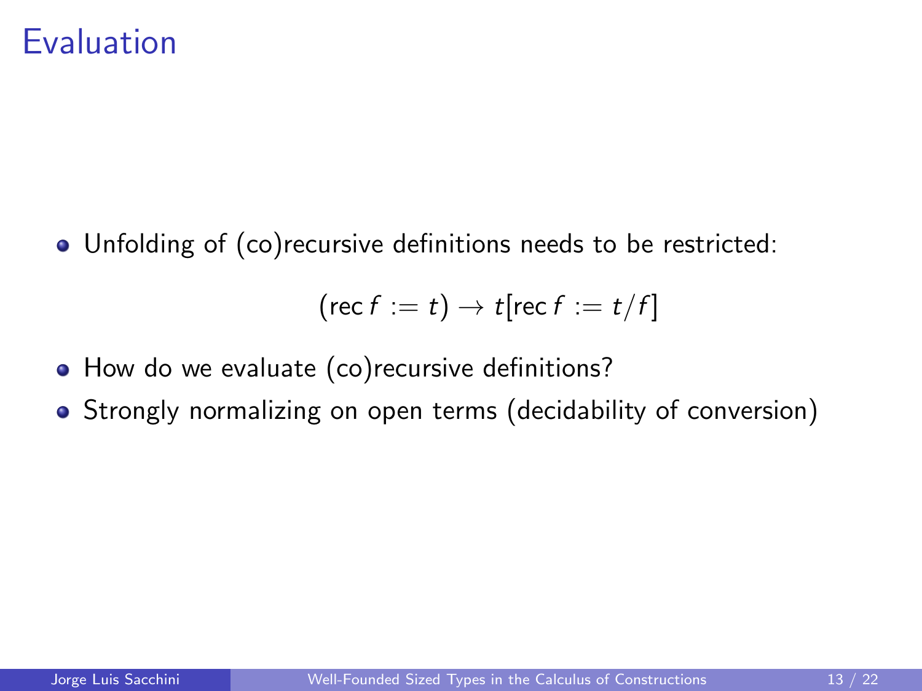# Evaluation

- Unfolding of (co)recursive definitions needs to be restricted:

$$(\mathsf{rec}\, f := t) \to t[\mathsf{rec}\, f := t/f]$$

- How do we evaluate (co)recursive definitions?
- Strongly normalizing on open terms (decidability of conversion)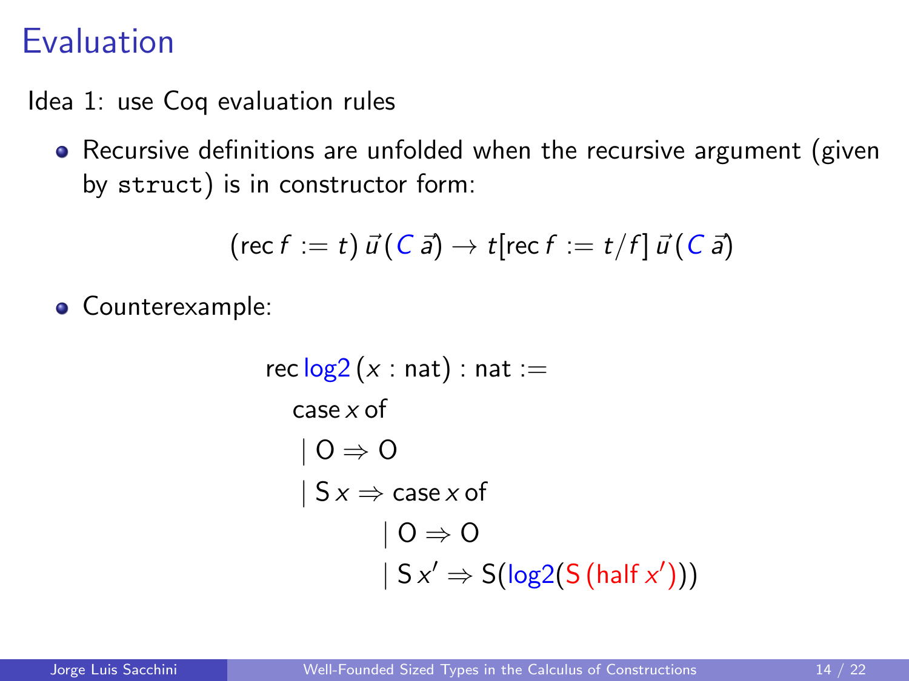# Evaluation

Idea 1: use Coq evaluation rules

- Recursive definitions are unfolded when the recursive argument (given by `struct`) is in constructor form:

$$(\text{rec}\, f := t)\, \vec{u}\, (C\, \vec{a}) \to t[\text{rec}\, f := t/f]\, \vec{u}\, (C\, \vec{a})$$

- Counterexample:

$$
\begin{aligned}
&\text{rec}\, \text{log2}\, (x : \text{nat}) : \text{nat} := \\
&\quad \text{case}\, x\, \text{of} \\
&\quad\; \mid \text{O} \Rightarrow \text{O} \\
&\quad\; \mid \text{S}\, x \Rightarrow \text{case}\, x\, \text{of} \\
&\qquad\qquad\quad \mid \text{O} \Rightarrow \text{O} \\
&\qquad\qquad\quad \mid \text{S}\, x' \Rightarrow \text{S}(\text{log2}(\text{S}\, (\text{half}\, x')))
\end{aligned}
$$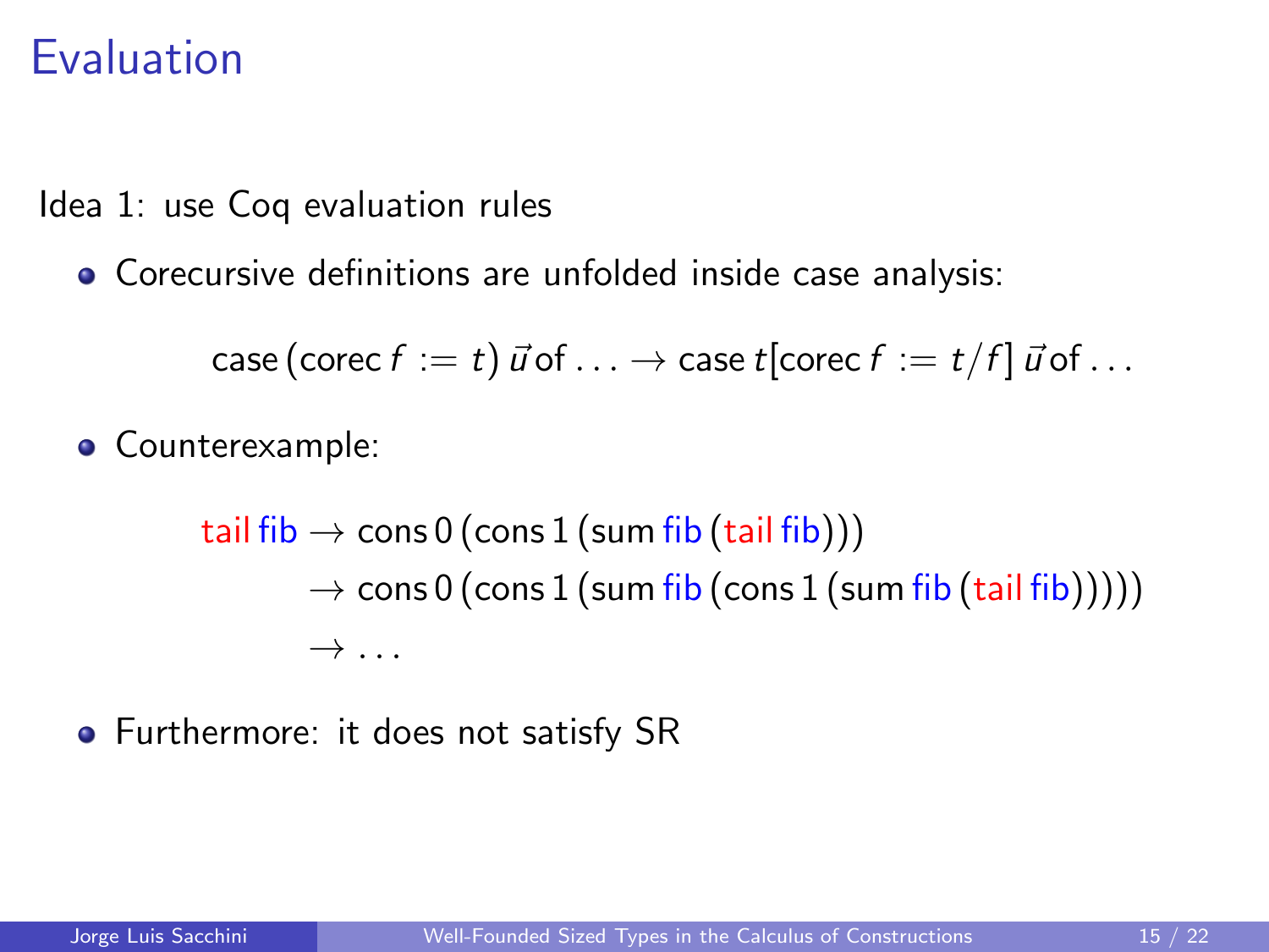# Evaluation

Idea 1: use Coq evaluation rules

- Corecursive definitions are unfolded inside case analysis:

$$\mathsf{case}\,(\mathsf{corec}\,f := t)\,\vec{u}\,\mathsf{of}\ldots \to \mathsf{case}\,t[\mathsf{corec}\,f := t/f]\,\vec{u}\,\mathsf{of}\ldots$$

- Counterexample:

$$
\begin{aligned}
\mathsf{tail}\,\mathsf{fib} &\to \mathsf{cons}\,0\,(\mathsf{cons}\,1\,(\mathsf{sum}\,\mathsf{fib}\,(\mathsf{tail}\,\mathsf{fib}))) \\
&\to \mathsf{cons}\,0\,(\mathsf{cons}\,1\,(\mathsf{sum}\,\mathsf{fib}\,(\mathsf{cons}\,1\,(\mathsf{sum}\,\mathsf{fib}\,(\mathsf{tail}\,\mathsf{fib}))))) \\
&\to \ldots
\end{aligned}
$$

- Furthermore: it does not satisfy SR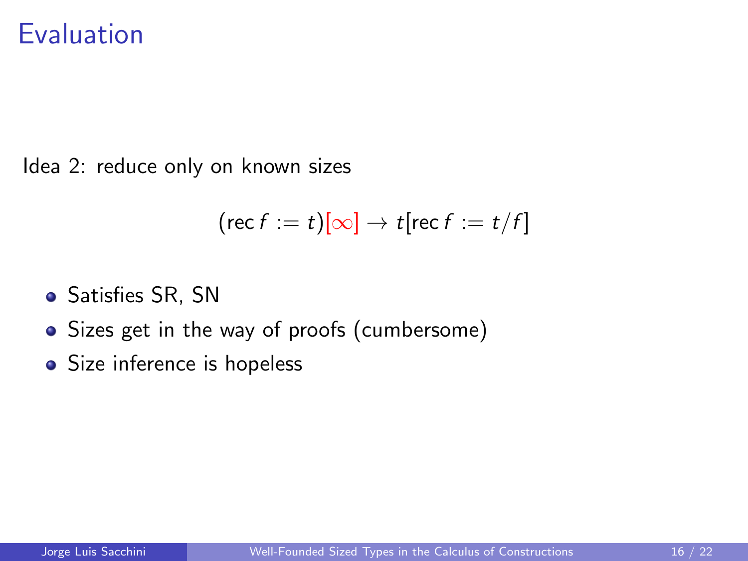# Evaluation

Idea 2: reduce only on known sizes

$$(\mathsf{rec}\, f := t)[\infty] \to t[\mathsf{rec}\, f := t/f]$$

- Satisfies SR, SN
- Sizes get in the way of proofs (cumbersome)
- Size inference is hopeless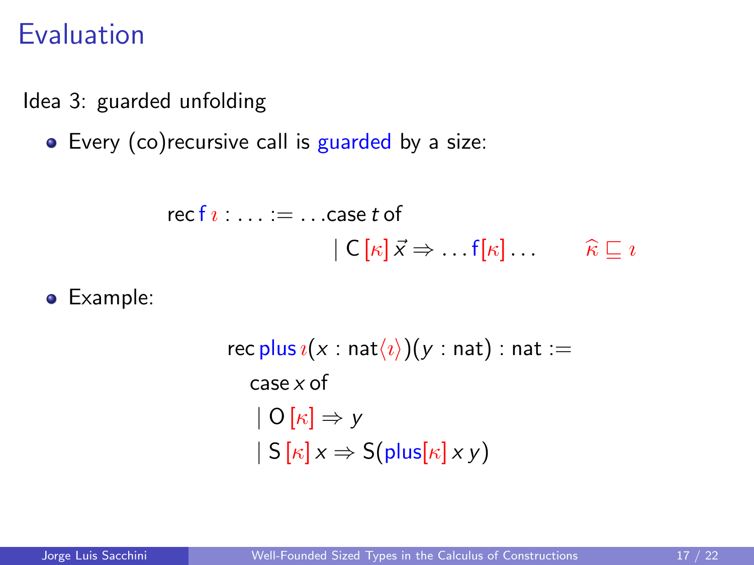# Evaluation

Idea 3: guarded unfolding

- Every (co)recursive call is guarded by a size:

$$\mathsf{rec}\,\mathsf{f}\,\imath : \ldots := \ldots \mathsf{case}\; t \;\mathsf{of}$$
$$\mid \mathsf{C}\,[\kappa]\,\vec{x} \Rightarrow \ldots \mathsf{f}[\kappa] \ldots \qquad \widehat{\kappa} \sqsubseteq \imath$$

- Example:

$$
\begin{array}{l}
\mathsf{rec}\;\mathsf{plus}\,\imath(x : \mathsf{nat}\langle\imath\rangle)(y : \mathsf{nat}) : \mathsf{nat} := \\
\quad \mathsf{case}\; x \;\mathsf{of} \\
\quad \mid \mathsf{O}\,[\kappa] \Rightarrow y \\
\quad \mid \mathsf{S}\,[\kappa]\,x \Rightarrow \mathsf{S}(\mathsf{plus}[\kappa]\,x\,y)
\end{array}
$$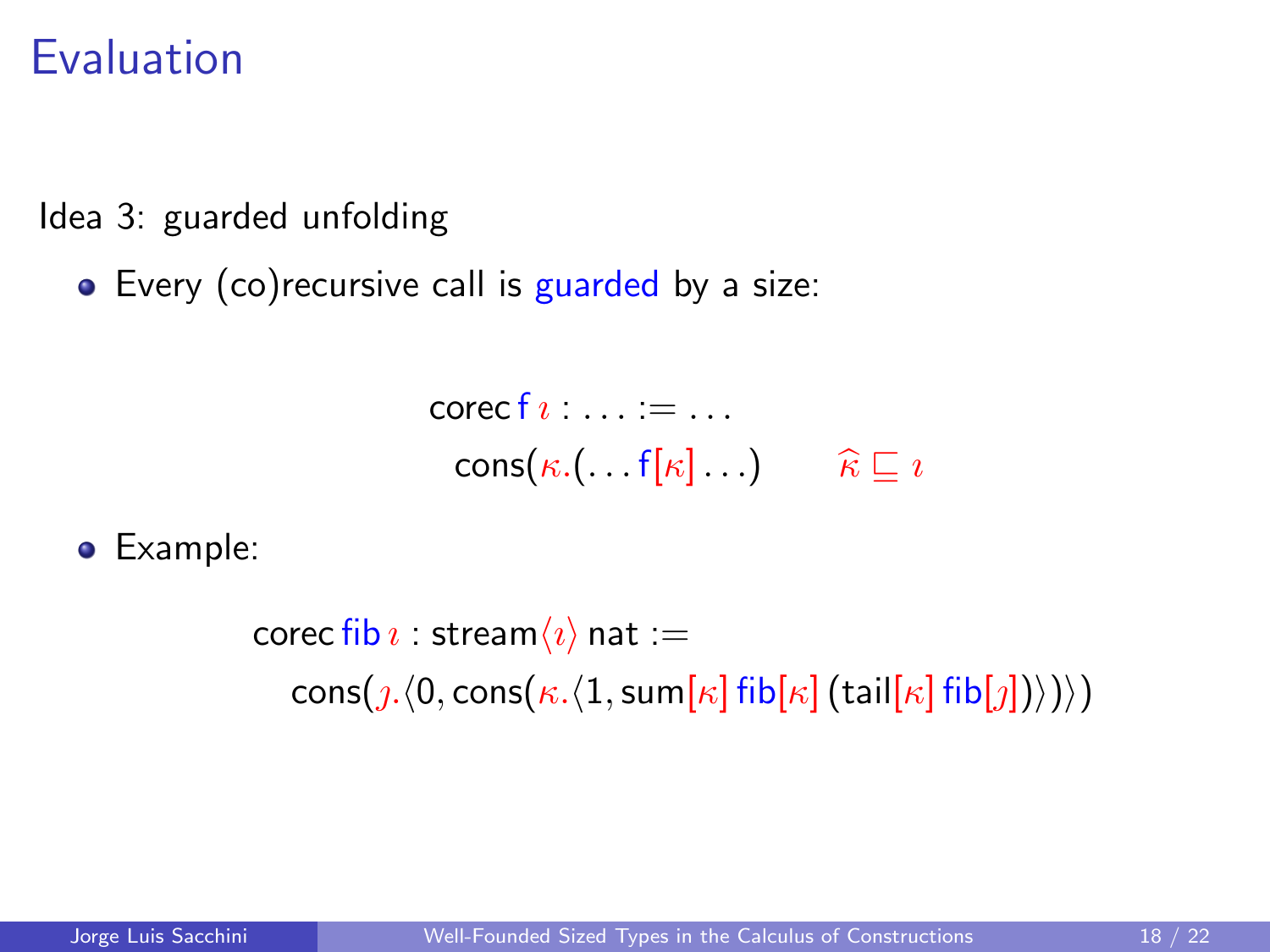# Evaluation

Idea 3: guarded unfolding

- Every (co)recursive call is guarded by a size:

$$\mathsf{corec}\,\mathsf{f}\,\imath : \ldots := \ldots$$
$$\mathsf{cons}(\kappa.(\ldots \mathsf{f}[\kappa] \ldots) \qquad \widehat{\kappa} \sqsubseteq \imath$$

- Example:

$$\mathsf{corec}\,\mathsf{fib}\,\imath : \mathsf{stream}\langle\imath\rangle\,\mathsf{nat} :=$$
$$\mathsf{cons}(\jmath.\langle 0, \mathsf{cons}(\kappa.\langle 1, \mathsf{sum}[\kappa]\,\mathsf{fib}[\kappa]\,(\mathsf{tail}[\kappa]\,\mathsf{fib}[\jmath])\rangle)\rangle)$$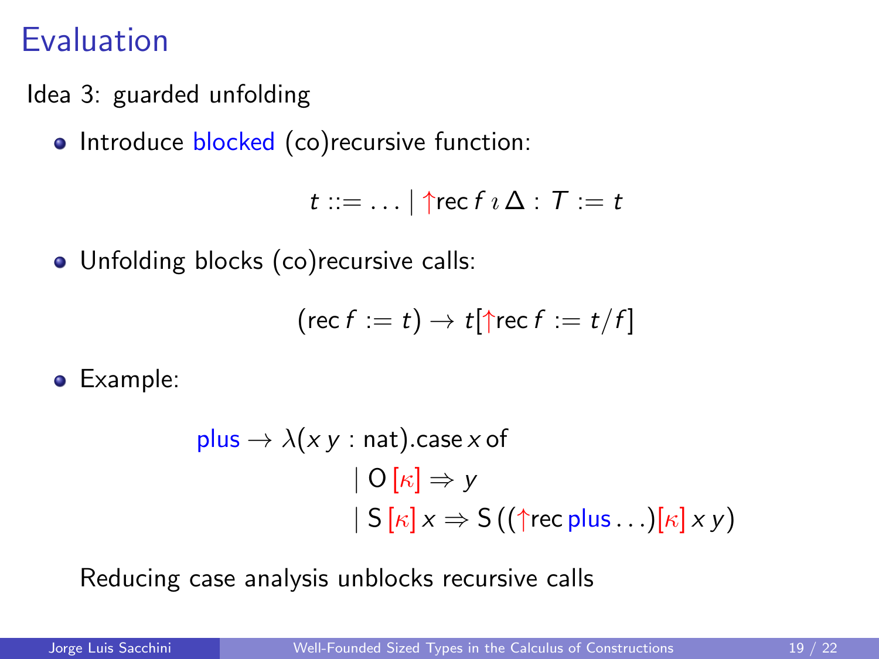# Evaluation

Idea 3: guarded unfolding

- Introduce blocked (co)recursive function:

$$t ::= \ldots \mid {\uparrow}\mathsf{rec}\, f\, \imath\, \Delta : T := t$$

- Unfolding blocks (co)recursive calls:

$$(\mathsf{rec}\, f := t) \to t[{\uparrow}\mathsf{rec}\, f := t / f]$$

- Example:

$$\begin{aligned} \mathsf{plus} \to \lambda(x\, y : \mathsf{nat}).&\mathsf{case}\, x\, \mathsf{of} \\ &\mid \mathsf{O}\, [\kappa] \Rightarrow y \\ &\mid \mathsf{S}\, [\kappa]\, x \Rightarrow \mathsf{S}\, (({\uparrow}\mathsf{rec}\, \mathsf{plus} \ldots)[\kappa]\, x\, y) \end{aligned}$$

Reducing case analysis unblocks recursive calls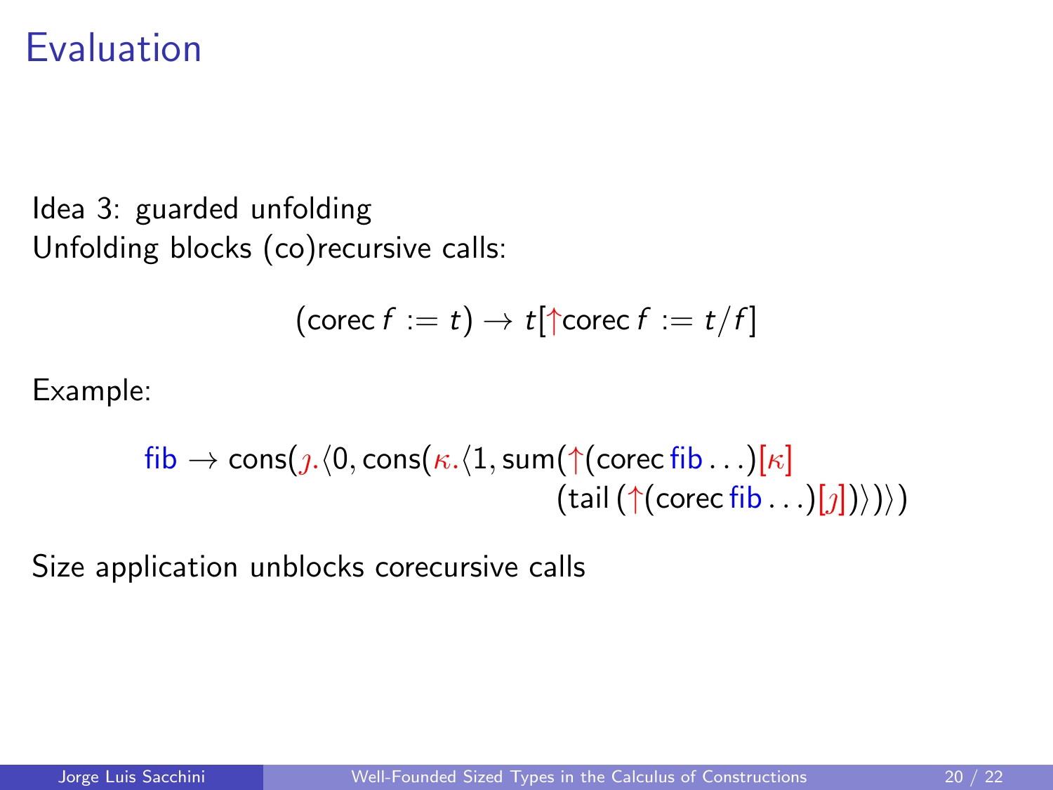# Evaluation

Idea 3: guarded unfolding
Unfolding blocks (co)recursive calls:

$$(\mathsf{corec}\, f := t) \to t[\uparrow\mathsf{corec}\, f := t/f]$$

Example:

$$\begin{aligned}\mathsf{fib} \to \mathsf{cons}(\jmath.\langle 0, \mathsf{cons}(\kappa.\langle 1, \mathsf{sum}(&\uparrow(\mathsf{corec}\,\mathsf{fib} \ldots)[\kappa] \\ &(\mathsf{tail}\,(\uparrow(\mathsf{corec}\,\mathsf{fib} \ldots)[\jmath]))\rangle))\rangle)\end{aligned}$$

Size application unblocks corecursive calls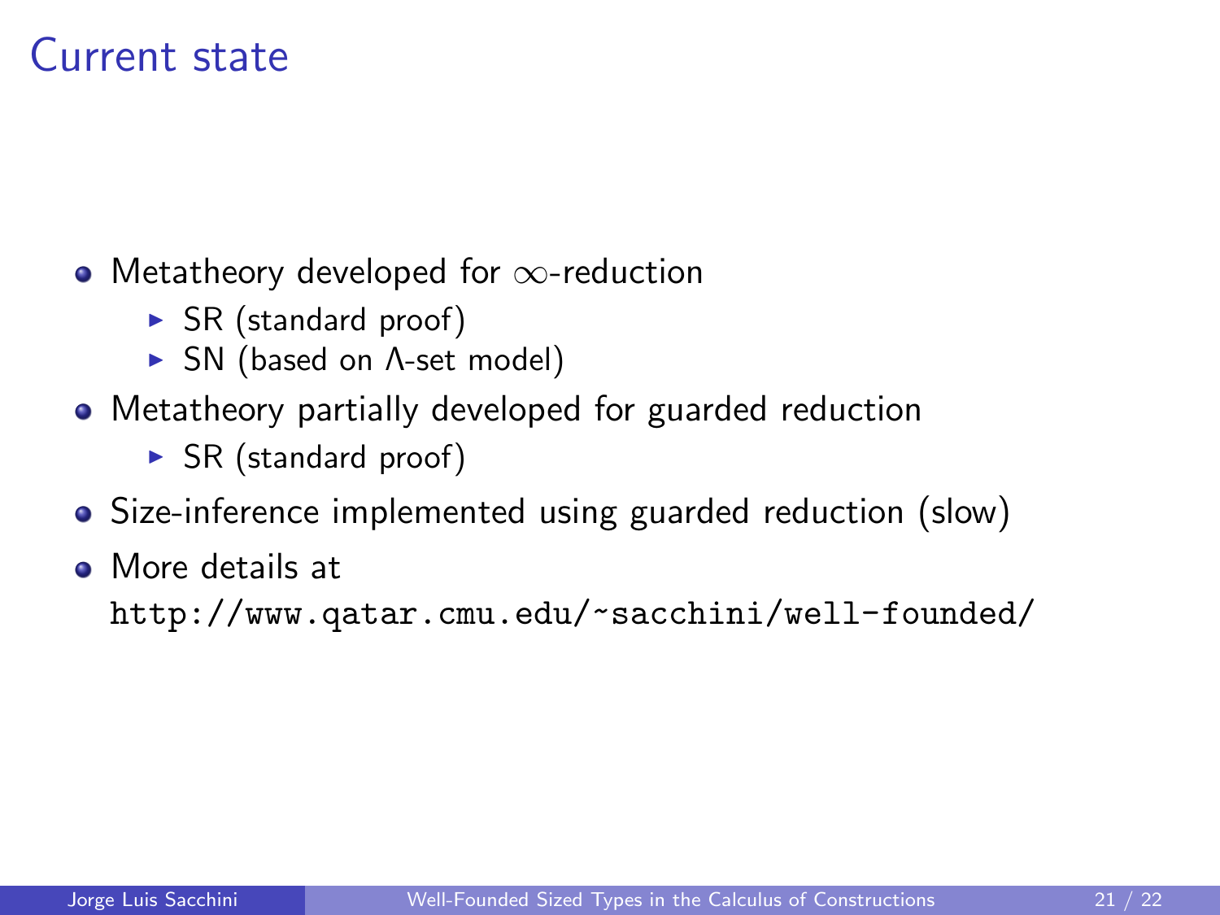# Current state

- Metatheory developed for $\infty$-reduction
  - SR (standard proof)
  - SN (based on $\Lambda$-set model)
- Metatheory partially developed for guarded reduction
  - SR (standard proof)
- Size-inference implemented using guarded reduction (slow)
- More details at `http://www.qatar.cmu.edu/~sacchini/well-founded/`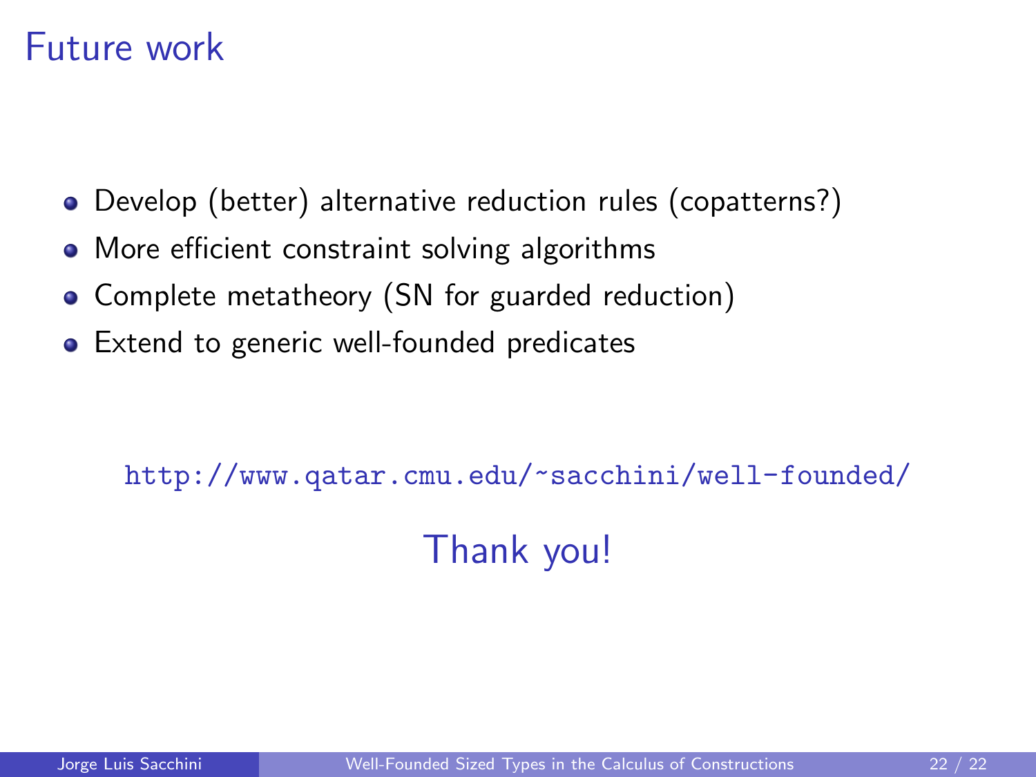# Future work

- Develop (better) alternative reduction rules (copatterns?)
- More efficient constraint solving algorithms
- Complete metatheory (SN for guarded reduction)
- Extend to generic well-founded predicates

http://www.qatar.cmu.edu/~sacchini/well-founded/

Thank you!